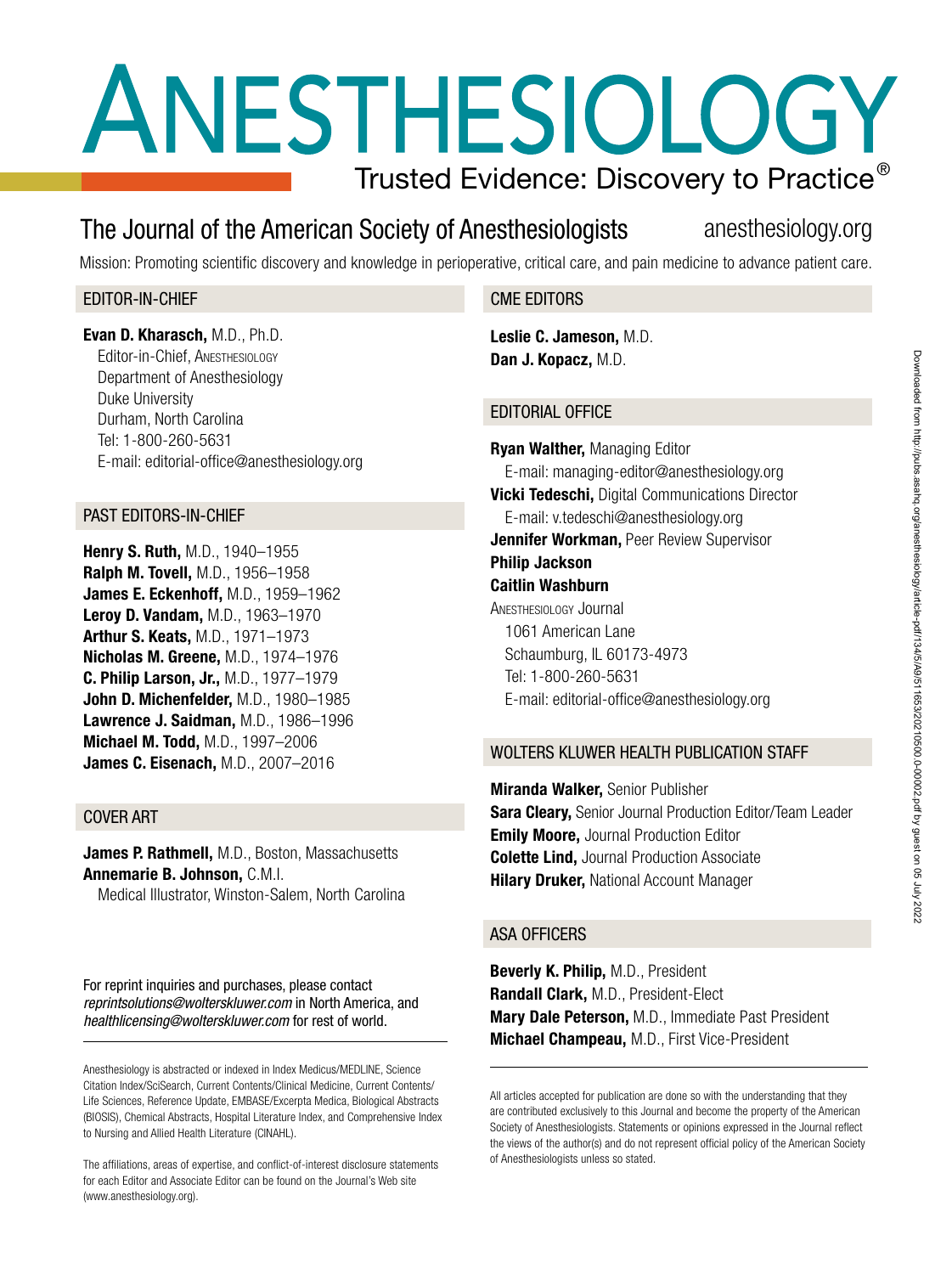# ANESTHESIOLOGY

Trusted Evidence: Discovery to Practice®

## The Journal of the American Society of Anesthesiologists

anesthesiology.org

Mission: Promoting scientific discovery and knowledge in perioperative, critical care, and pain medicine to advance patient care.

### EDITOR-IN-CHIEF

**Evan D. Kharasch,** M.D., Ph.D.
Editor-in-Chief, Anesthesiology
Department of Anesthesiology
Duke University
Durham, North Carolina
Tel: 1-800-260-5631
E-mail: editorial-office@anesthesiology.org

### PAST EDITORS-IN-CHIEF

**Henry S. Ruth,** M.D., 1940–1955
**Ralph M. Tovell,** M.D., 1956–1958
**James E. Eckenhoff,** M.D., 1959–1962
**Leroy D. Vandam,** M.D., 1963–1970
**Arthur S. Keats,** M.D., 1971–1973
**Nicholas M. Greene,** M.D., 1974–1976
**C. Philip Larson, Jr.,** M.D., 1977–1979
**John D. Michenfelder,** M.D., 1980–1985
**Lawrence J. Saidman,** M.D., 1986–1996
**Michael M. Todd,** M.D., 1997–2006
**James C. Eisenach,** M.D., 2007–2016

### COVER ART

**James P. Rathmell,** M.D., Boston, Massachusetts
**Annemarie B. Johnson,** C.M.I.
Medical Illustrator, Winston-Salem, North Carolina

For reprint inquiries and purchases, please contact *reprintsolutions@wolterskluwer.com* in North America, and *healthlicensing@wolterskluwer.com* for rest of world.

Anesthesiology is abstracted or indexed in Index Medicus/MEDLINE, Science Citation Index/SciSearch, Current Contents/Clinical Medicine, Current Contents/Life Sciences, Reference Update, EMBASE/Excerpta Medica, Biological Abstracts (BIOSIS), Chemical Abstracts, Hospital Literature Index, and Comprehensive Index to Nursing and Allied Health Literature (CINAHL).

The affiliations, areas of expertise, and conflict-of-interest disclosure statements for each Editor and Associate Editor can be found on the Journal's Web site (www.anesthesiology.org).

### CME EDITORS

**Leslie C. Jameson,** M.D.
**Dan J. Kopacz,** M.D.

### EDITORIAL OFFICE

**Ryan Walther,** Managing Editor
E-mail: managing-editor@anesthesiology.org
**Vicki Tedeschi,** Digital Communications Director
E-mail: v.tedeschi@anesthesiology.org
**Jennifer Workman,** Peer Review Supervisor
**Philip Jackson**
**Caitlin Washburn**
Anesthesiology Journal
1061 American Lane
Schaumburg, IL 60173-4973
Tel: 1-800-260-5631
E-mail: editorial-office@anesthesiology.org

### WOLTERS KLUWER HEALTH PUBLICATION STAFF

**Miranda Walker,** Senior Publisher
**Sara Cleary,** Senior Journal Production Editor/Team Leader
**Emily Moore,** Journal Production Editor
**Colette Lind,** Journal Production Associate
**Hilary Druker,** National Account Manager

### ASA OFFICERS

**Beverly K. Philip,** M.D., President
**Randall Clark,** M.D., President-Elect
**Mary Dale Peterson,** M.D., Immediate Past President
**Michael Champeau,** M.D., First Vice-President

All articles accepted for publication are done so with the understanding that they are contributed exclusively to this Journal and become the property of the American Society of Anesthesiologists. Statements or opinions expressed in the Journal reflect the views of the author(s) and do not represent official policy of the American Society of Anesthesiologists unless so stated.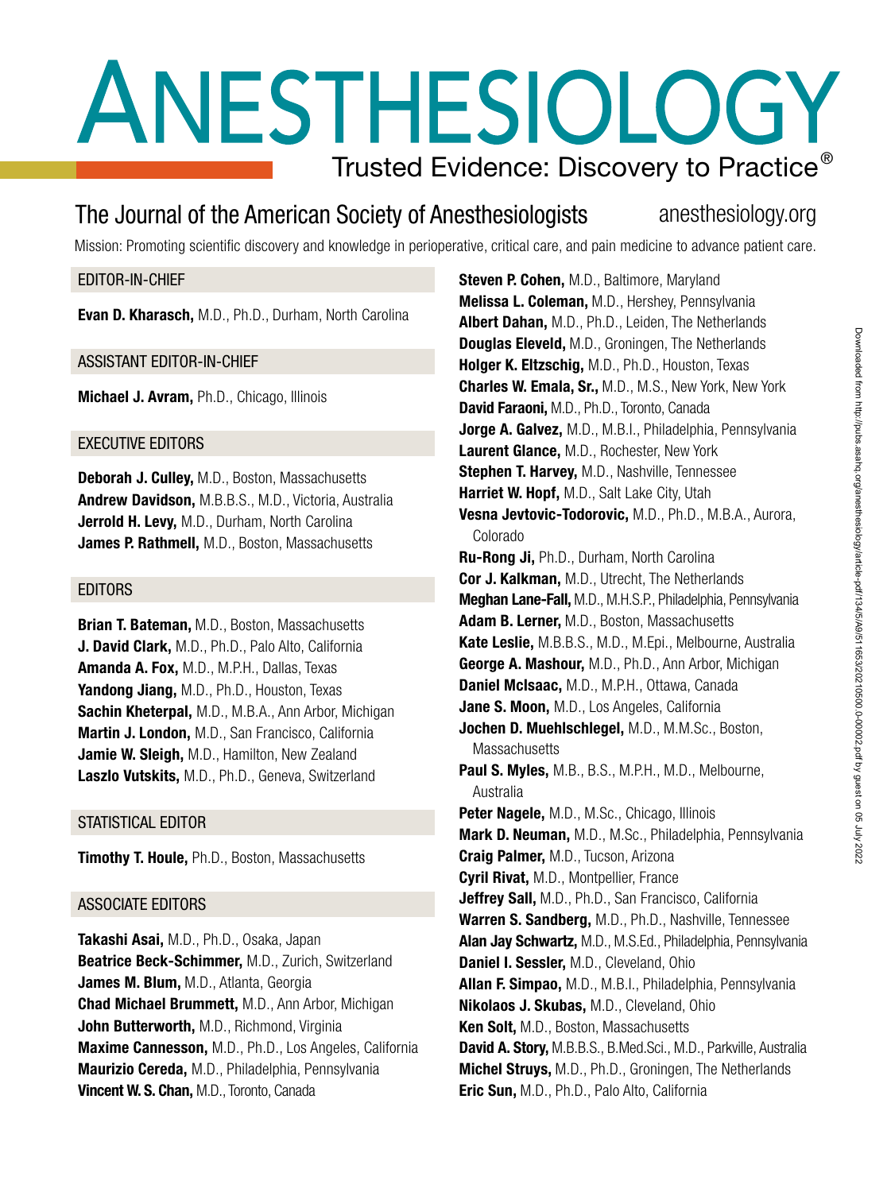# ANESTHESIOLOGY

Trusted Evidence: Discovery to Practice®

The Journal of the American Society of Anesthesiologists    anesthesiology.org

Mission: Promoting scientific discovery and knowledge in perioperative, critical care, and pain medicine to advance patient care.

## EDITOR-IN-CHIEF

**Evan D. Kharasch,** M.D., Ph.D., Durham, North Carolina

## ASSISTANT EDITOR-IN-CHIEF

**Michael J. Avram,** Ph.D., Chicago, Illinois

## EXECUTIVE EDITORS

**Deborah J. Culley,** M.D., Boston, Massachusetts
**Andrew Davidson,** M.B.B.S., M.D., Victoria, Australia
**Jerrold H. Levy,** M.D., Durham, North Carolina
**James P. Rathmell,** M.D., Boston, Massachusetts

## EDITORS

**Brian T. Bateman,** M.D., Boston, Massachusetts
**J. David Clark,** M.D., Ph.D., Palo Alto, California
**Amanda A. Fox,** M.D., M.P.H., Dallas, Texas
**Yandong Jiang,** M.D., Ph.D., Houston, Texas
**Sachin Kheterpal,** M.D., M.B.A., Ann Arbor, Michigan
**Martin J. London,** M.D., San Francisco, California
**Jamie W. Sleigh,** M.D., Hamilton, New Zealand
**Laszlo Vutskits,** M.D., Ph.D., Geneva, Switzerland

## STATISTICAL EDITOR

**Timothy T. Houle,** Ph.D., Boston, Massachusetts

## ASSOCIATE EDITORS

**Takashi Asai,** M.D., Ph.D., Osaka, Japan
**Beatrice Beck-Schimmer,** M.D., Zurich, Switzerland
**James M. Blum,** M.D., Atlanta, Georgia
**Chad Michael Brummett,** M.D., Ann Arbor, Michigan
**John Butterworth,** M.D., Richmond, Virginia
**Maxime Cannesson,** M.D., Ph.D., Los Angeles, California
**Maurizio Cereda,** M.D., Philadelphia, Pennsylvania
**Vincent W. S. Chan,** M.D., Toronto, Canada
**Steven P. Cohen,** M.D., Baltimore, Maryland
**Melissa L. Coleman,** M.D., Hershey, Pennsylvania
**Albert Dahan,** M.D., Ph.D., Leiden, The Netherlands
**Douglas Eleveld,** M.D., Groningen, The Netherlands
**Holger K. Eltzschig,** M.D., Ph.D., Houston, Texas
**Charles W. Emala, Sr.,** M.D., M.S., New York, New York
**David Faraoni,** M.D., Ph.D., Toronto, Canada
**Jorge A. Galvez,** M.D., M.B.I., Philadelphia, Pennsylvania
**Laurent Glance,** M.D., Rochester, New York
**Stephen T. Harvey,** M.D., Nashville, Tennessee
**Harriet W. Hopf,** M.D., Salt Lake City, Utah
**Vesna Jevtovic-Todorovic,** M.D., Ph.D., M.B.A., Aurora, Colorado
**Ru-Rong Ji,** Ph.D., Durham, North Carolina
**Cor J. Kalkman,** M.D., Utrecht, The Netherlands
**Meghan Lane-Fall,** M.D., M.H.S.P., Philadelphia, Pennsylvania
**Adam B. Lerner,** M.D., Boston, Massachusetts
**Kate Leslie,** M.B.B.S., M.D., M.Epi., Melbourne, Australia
**George A. Mashour,** M.D., Ph.D., Ann Arbor, Michigan
**Daniel McIsaac,** M.D., M.P.H., Ottawa, Canada
**Jane S. Moon,** M.D., Los Angeles, California
**Jochen D. Muehlschlegel,** M.D., M.M.Sc., Boston, Massachusetts
**Paul S. Myles,** M.B., B.S., M.P.H., M.D., Melbourne, Australia
**Peter Nagele,** M.D., M.Sc., Chicago, Illinois
**Mark D. Neuman,** M.D., M.Sc., Philadelphia, Pennsylvania
**Craig Palmer,** M.D., Tucson, Arizona
**Cyril Rivat,** M.D., Montpellier, France
**Jeffrey Sall,** M.D., Ph.D., San Francisco, California
**Warren S. Sandberg,** M.D., Ph.D., Nashville, Tennessee
**Alan Jay Schwartz,** M.D., M.S.Ed., Philadelphia, Pennsylvania
**Daniel I. Sessler,** M.D., Cleveland, Ohio
**Allan F. Simpao,** M.D., M.B.I., Philadelphia, Pennsylvania
**Nikolaos J. Skubas,** M.D., Cleveland, Ohio
**Ken Solt,** M.D., Boston, Massachusetts
**David A. Story,** M.B.B.S., B.Med.Sci., M.D., Parkville, Australia
**Michel Struys,** M.D., Ph.D., Groningen, The Netherlands
**Eric Sun,** M.D., Ph.D., Palo Alto, California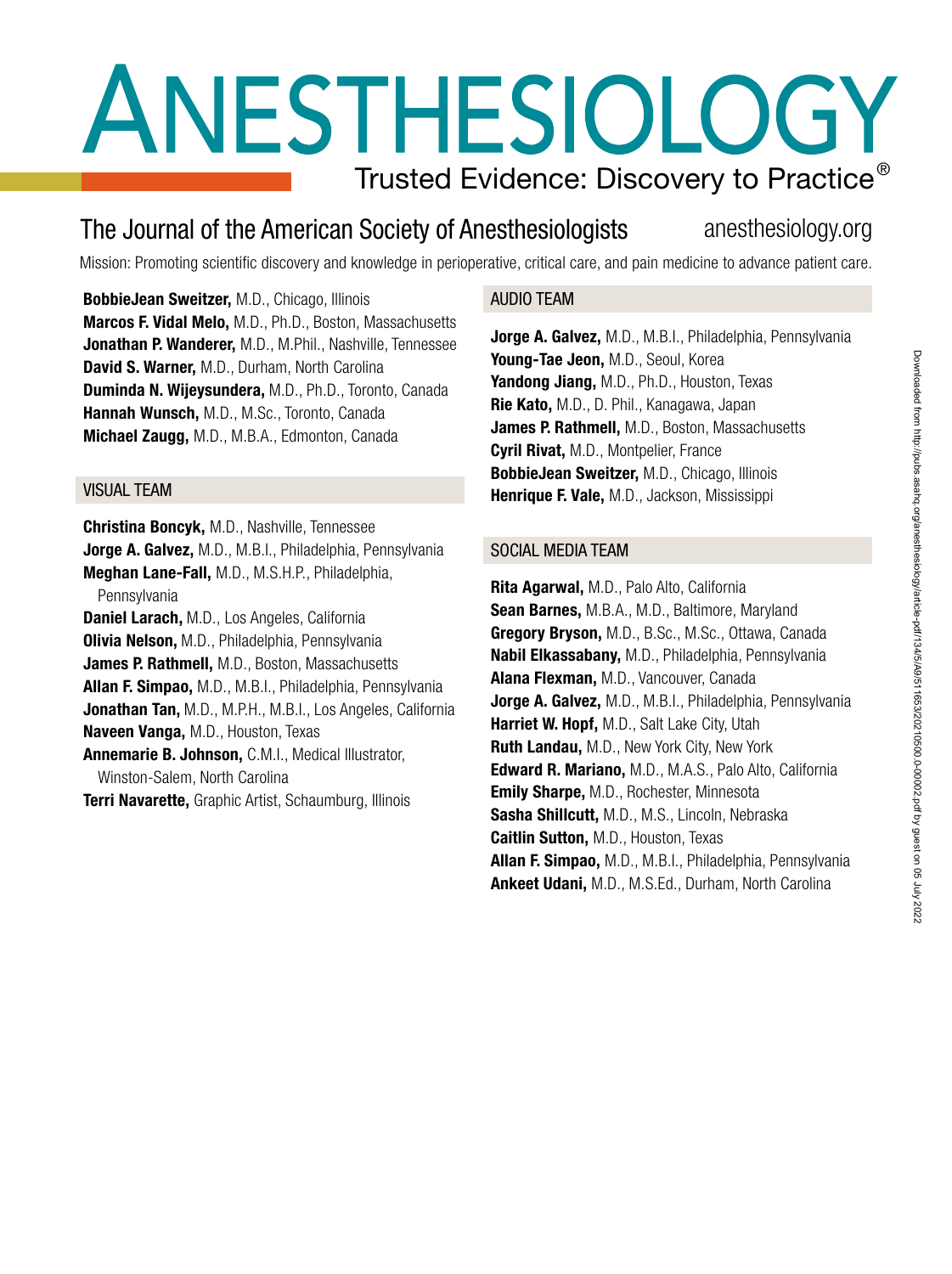# ANESTHESIOLOGY

Trusted Evidence: Discovery to Practice®

## The Journal of the American Society of Anesthesiologists

anesthesiology.org

Mission: Promoting scientific discovery and knowledge in perioperative, critical care, and pain medicine to advance patient care.

**BobbieJean Sweitzer,** M.D., Chicago, Illinois
**Marcos F. Vidal Melo,** M.D., Ph.D., Boston, Massachusetts
**Jonathan P. Wanderer,** M.D., M.Phil., Nashville, Tennessee
**David S. Warner,** M.D., Durham, North Carolina
**Duminda N. Wijeysundera,** M.D., Ph.D., Toronto, Canada
**Hannah Wunsch,** M.D., M.Sc., Toronto, Canada
**Michael Zaugg,** M.D., M.B.A., Edmonton, Canada

### VISUAL TEAM

**Christina Boncyk,** M.D., Nashville, Tennessee
**Jorge A. Galvez,** M.D., M.B.I., Philadelphia, Pennsylvania
**Meghan Lane-Fall,** M.D., M.S.H.P., Philadelphia, Pennsylvania
**Daniel Larach,** M.D., Los Angeles, California
**Olivia Nelson,** M.D., Philadelphia, Pennsylvania
**James P. Rathmell,** M.D., Boston, Massachusetts
**Allan F. Simpao,** M.D., M.B.I., Philadelphia, Pennsylvania
**Jonathan Tan,** M.D., M.P.H., M.B.I., Los Angeles, California
**Naveen Vanga,** M.D., Houston, Texas
**Annemarie B. Johnson,** C.M.I., Medical Illustrator, Winston-Salem, North Carolina
**Terri Navarette,** Graphic Artist, Schaumburg, Illinois

### AUDIO TEAM

**Jorge A. Galvez,** M.D., M.B.I., Philadelphia, Pennsylvania
**Young-Tae Jeon,** M.D., Seoul, Korea
**Yandong Jiang,** M.D., Ph.D., Houston, Texas
**Rie Kato,** M.D., D. Phil., Kanagawa, Japan
**James P. Rathmell,** M.D., Boston, Massachusetts
**Cyril Rivat,** M.D., Montpelier, France
**BobbieJean Sweitzer,** M.D., Chicago, Illinois
**Henrique F. Vale,** M.D., Jackson, Mississippi

### SOCIAL MEDIA TEAM

**Rita Agarwal,** M.D., Palo Alto, California
**Sean Barnes,** M.B.A., M.D., Baltimore, Maryland
**Gregory Bryson,** M.D., B.Sc., M.Sc., Ottawa, Canada
**Nabil Elkassabany,** M.D., Philadelphia, Pennsylvania
**Alana Flexman,** M.D., Vancouver, Canada
**Jorge A. Galvez,** M.D., M.B.I., Philadelphia, Pennsylvania
**Harriet W. Hopf,** M.D., Salt Lake City, Utah
**Ruth Landau,** M.D., New York City, New York
**Edward R. Mariano,** M.D., M.A.S., Palo Alto, California
**Emily Sharpe,** M.D., Rochester, Minnesota
**Sasha Shillcutt,** M.D., M.S., Lincoln, Nebraska
**Caitlin Sutton,** M.D., Houston, Texas
**Allan F. Simpao,** M.D., M.B.I., Philadelphia, Pennsylvania
**Ankeet Udani,** M.D., M.S.Ed., Durham, North Carolina